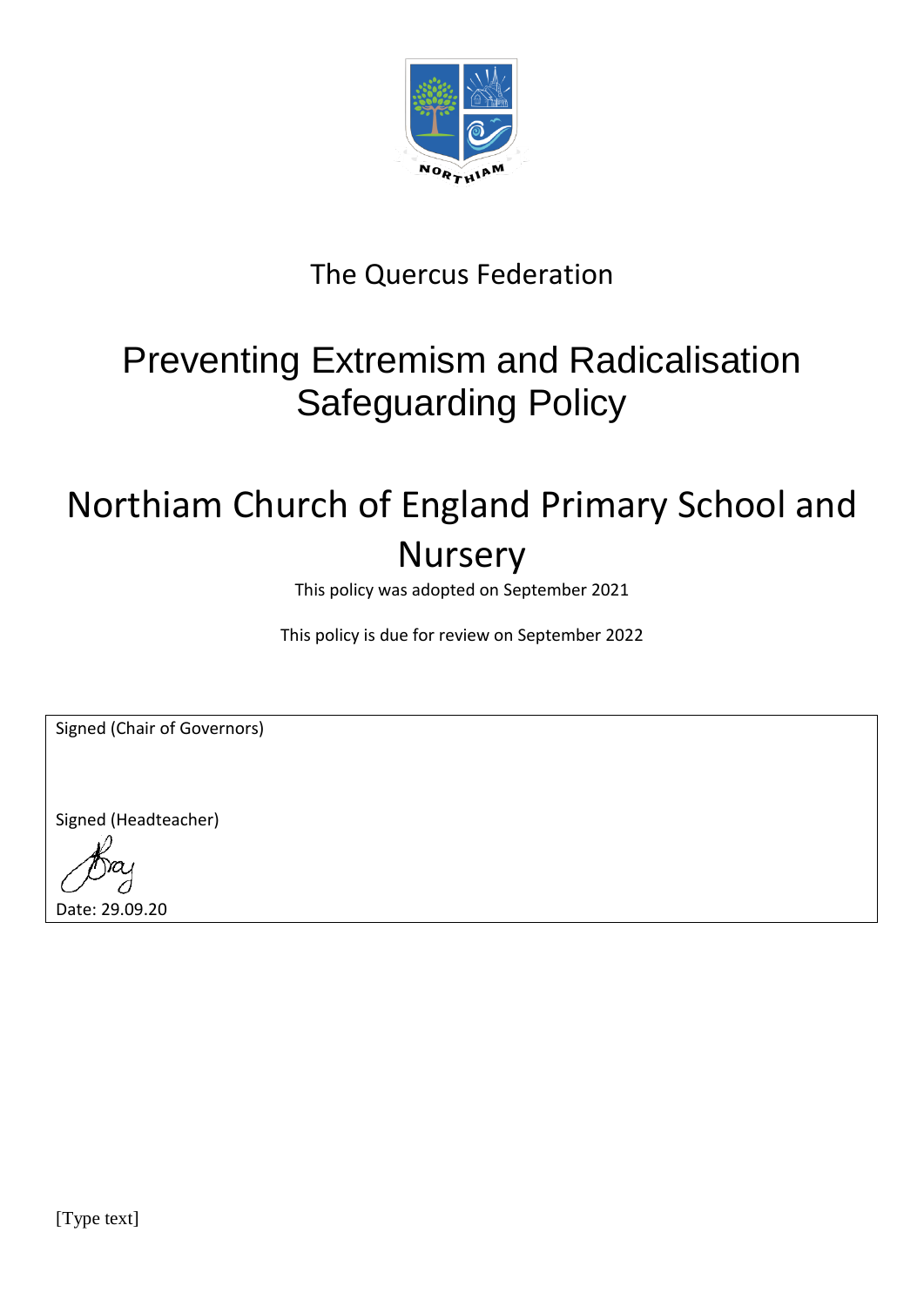The Quercus Federation

# Preventing Extremism and Radicalisation Safeguarding Policy

# Northiam Church of England Primary School and Nursery

This policy was adopted on September 2021

This policy is due for review on September 2022

Signed (Chair of Governors)

Signed (Headteacher)

Date: 29.09.20

[Type text]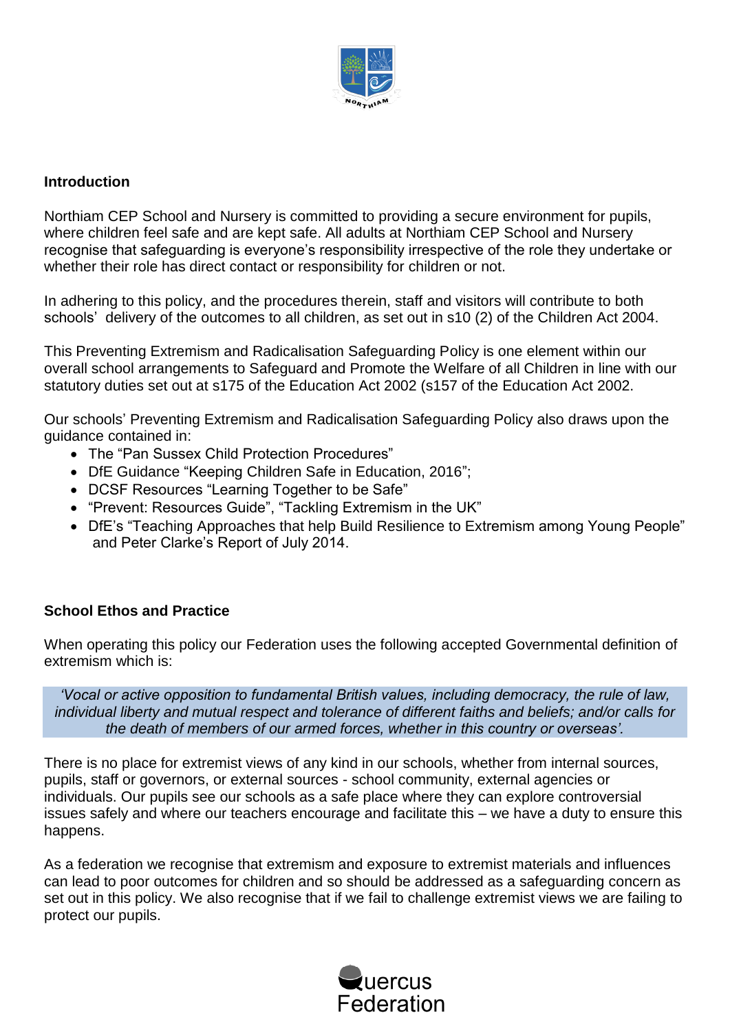## Introduction

Northiam CEP School and Nursery is committed to providing a secure environment for pupils, where children feel safe and are kept safe. All adults at Northiam CEP School and Nursery recognise that safeguarding is everyone's responsibility irrespective of the role they undertake or whether their role has direct contact or responsibility for children or not.

In adhering to this policy, and the procedures therein, staff and visitors will contribute to both schools' delivery of the outcomes to all children, as set out in s10 (2) of the Children Act 2004.

This Preventing Extremism and Radicalisation Safeguarding Policy is one element within our overall school arrangements to Safeguard and Promote the Welfare of all Children in line with our statutory duties set out at s175 of the Education Act 2002 (s157 of the Education Act 2002.

Our schools' Preventing Extremism and Radicalisation Safeguarding Policy also draws upon the guidance contained in:

- The "Pan Sussex Child Protection Procedures"
- DfE Guidance "Keeping Children Safe in Education, 2016";
- DCSF Resources "Learning Together to be Safe"
- "Prevent: Resources Guide", "Tackling Extremism in the UK"
- DfE's "Teaching Approaches that help Build Resilience to Extremism among Young People" and Peter Clarke's Report of July 2014.

## School Ethos and Practice

When operating this policy our Federation uses the following accepted Governmental definition of extremism which is:

*'Vocal or active opposition to fundamental British values, including democracy, the rule of law, individual liberty and mutual respect and tolerance of different faiths and beliefs; and/or calls for the death of members of our armed forces, whether in this country or overseas'.*

There is no place for extremist views of any kind in our schools, whether from internal sources, pupils, staff or governors, or external sources - school community, external agencies or individuals. Our pupils see our schools as a safe place where they can explore controversial issues safely and where our teachers encourage and facilitate this – we have a duty to ensure this happens.

As a federation we recognise that extremism and exposure to extremist materials and influences can lead to poor outcomes for children and so should be addressed as a safeguarding concern as set out in this policy. We also recognise that if we fail to challenge extremist views we are failing to protect our pupils.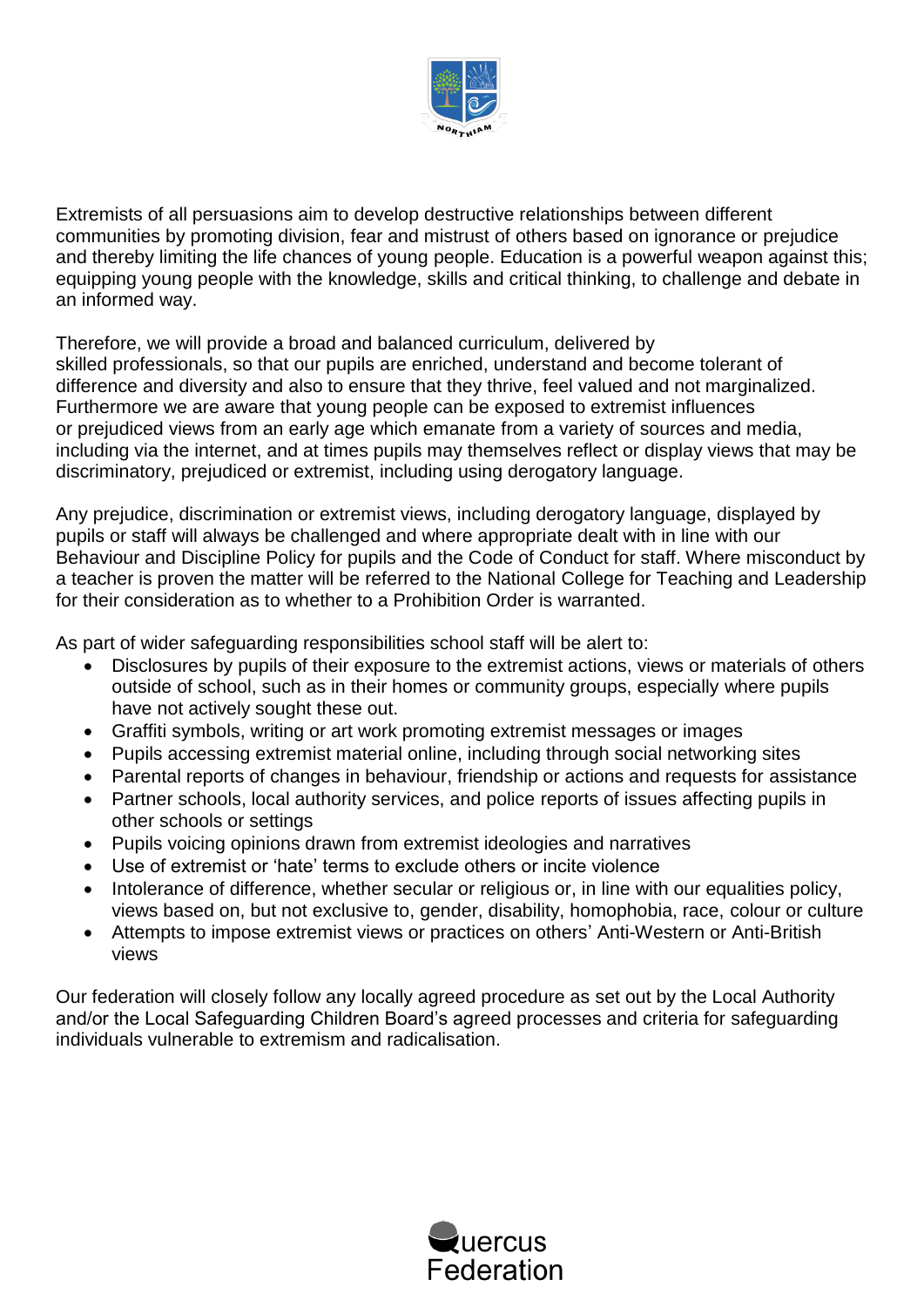Extremists of all persuasions aim to develop destructive relationships between different communities by promoting division, fear and mistrust of others based on ignorance or prejudice and thereby limiting the life chances of young people. Education is a powerful weapon against this; equipping young people with the knowledge, skills and critical thinking, to challenge and debate in an informed way.

Therefore, we will provide a broad and balanced curriculum, delivered by skilled professionals, so that our pupils are enriched, understand and become tolerant of difference and diversity and also to ensure that they thrive, feel valued and not marginalized. Furthermore we are aware that young people can be exposed to extremist influences or prejudiced views from an early age which emanate from a variety of sources and media, including via the internet, and at times pupils may themselves reflect or display views that may be discriminatory, prejudiced or extremist, including using derogatory language.

Any prejudice, discrimination or extremist views, including derogatory language, displayed by pupils or staff will always be challenged and where appropriate dealt with in line with our Behaviour and Discipline Policy for pupils and the Code of Conduct for staff. Where misconduct by a teacher is proven the matter will be referred to the National College for Teaching and Leadership for their consideration as to whether to a Prohibition Order is warranted.

As part of wider safeguarding responsibilities school staff will be alert to:

- Disclosures by pupils of their exposure to the extremist actions, views or materials of others outside of school, such as in their homes or community groups, especially where pupils have not actively sought these out.
- Graffiti symbols, writing or art work promoting extremist messages or images
- Pupils accessing extremist material online, including through social networking sites
- Parental reports of changes in behaviour, friendship or actions and requests for assistance
- Partner schools, local authority services, and police reports of issues affecting pupils in other schools or settings
- Pupils voicing opinions drawn from extremist ideologies and narratives
- Use of extremist or 'hate' terms to exclude others or incite violence
- Intolerance of difference, whether secular or religious or, in line with our equalities policy, views based on, but not exclusive to, gender, disability, homophobia, race, colour or culture
- Attempts to impose extremist views or practices on others' Anti-Western or Anti-British views

Our federation will closely follow any locally agreed procedure as set out by the Local Authority and/or the Local Safeguarding Children Board's agreed processes and criteria for safeguarding individuals vulnerable to extremism and radicalisation.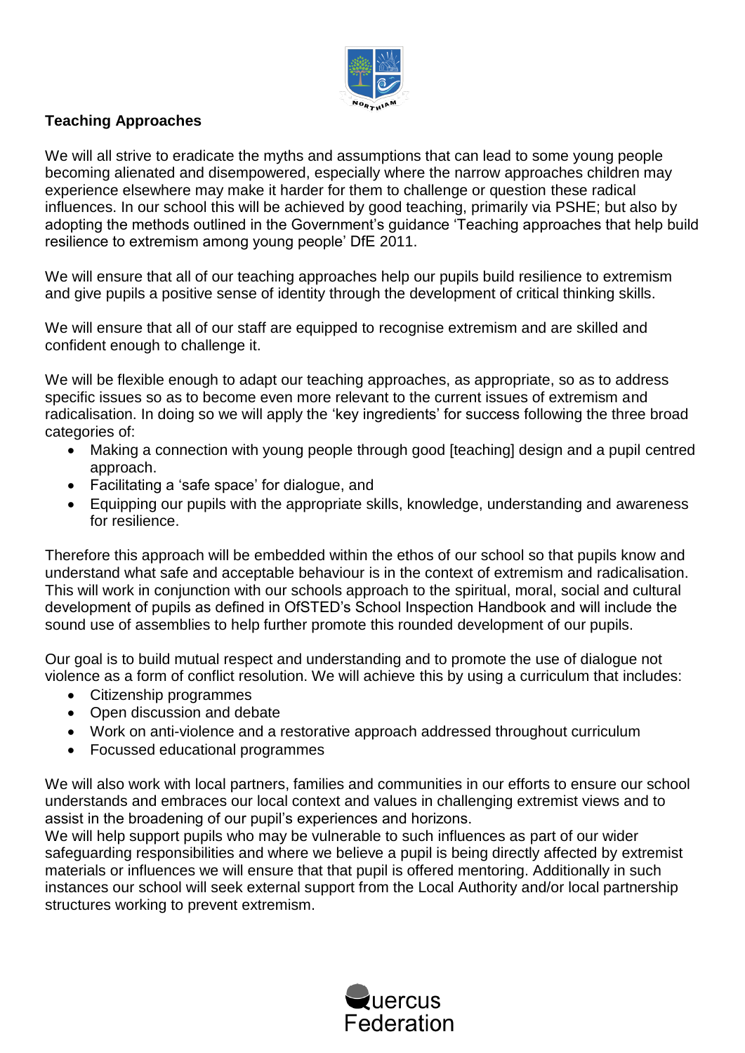**Teaching Approaches**

We will all strive to eradicate the myths and assumptions that can lead to some young people becoming alienated and disempowered, especially where the narrow approaches children may experience elsewhere may make it harder for them to challenge or question these radical influences. In our school this will be achieved by good teaching, primarily via PSHE; but also by adopting the methods outlined in the Government's guidance 'Teaching approaches that help build resilience to extremism among young people' DfE 2011.

We will ensure that all of our teaching approaches help our pupils build resilience to extremism and give pupils a positive sense of identity through the development of critical thinking skills.

We will ensure that all of our staff are equipped to recognise extremism and are skilled and confident enough to challenge it.

We will be flexible enough to adapt our teaching approaches, as appropriate, so as to address specific issues so as to become even more relevant to the current issues of extremism and radicalisation. In doing so we will apply the 'key ingredients' for success following the three broad categories of:

- Making a connection with young people through good [teaching] design and a pupil centred approach.
- Facilitating a 'safe space' for dialogue, and
- Equipping our pupils with the appropriate skills, knowledge, understanding and awareness for resilience.

Therefore this approach will be embedded within the ethos of our school so that pupils know and understand what safe and acceptable behaviour is in the context of extremism and radicalisation. This will work in conjunction with our schools approach to the spiritual, moral, social and cultural development of pupils as defined in OfSTED's School Inspection Handbook and will include the sound use of assemblies to help further promote this rounded development of our pupils.

Our goal is to build mutual respect and understanding and to promote the use of dialogue not violence as a form of conflict resolution. We will achieve this by using a curriculum that includes:

- Citizenship programmes
- Open discussion and debate
- Work on anti-violence and a restorative approach addressed throughout curriculum
- Focussed educational programmes

We will also work with local partners, families and communities in our efforts to ensure our school understands and embraces our local context and values in challenging extremist views and to assist in the broadening of our pupil's experiences and horizons.
We will help support pupils who may be vulnerable to such influences as part of our wider safeguarding responsibilities and where we believe a pupil is being directly affected by extremist materials or influences we will ensure that that pupil is offered mentoring. Additionally in such instances our school will seek external support from the Local Authority and/or local partnership structures working to prevent extremism.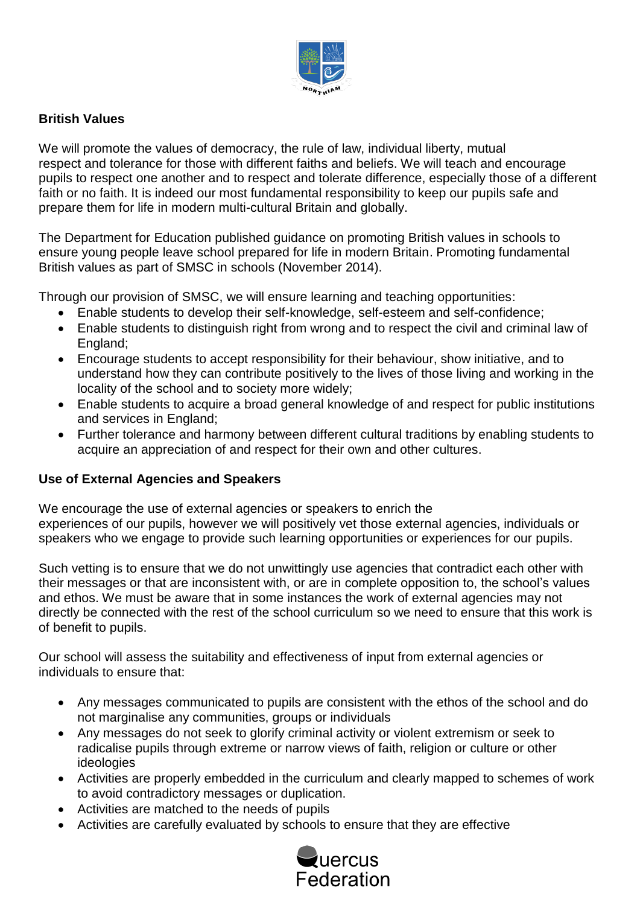## British Values

We will promote the values of democracy, the rule of law, individual liberty, mutual respect and tolerance for those with different faiths and beliefs. We will teach and encourage pupils to respect one another and to respect and tolerate difference, especially those of a different faith or no faith. It is indeed our most fundamental responsibility to keep our pupils safe and prepare them for life in modern multi-cultural Britain and globally.

The Department for Education published guidance on promoting British values in schools to ensure young people leave school prepared for life in modern Britain. Promoting fundamental British values as part of SMSC in schools (November 2014).

Through our provision of SMSC, we will ensure learning and teaching opportunities:

- Enable students to develop their self-knowledge, self-esteem and self-confidence;
- Enable students to distinguish right from wrong and to respect the civil and criminal law of England;
- Encourage students to accept responsibility for their behaviour, show initiative, and to understand how they can contribute positively to the lives of those living and working in the locality of the school and to society more widely;
- Enable students to acquire a broad general knowledge of and respect for public institutions and services in England;
- Further tolerance and harmony between different cultural traditions by enabling students to acquire an appreciation of and respect for their own and other cultures.

## Use of External Agencies and Speakers

We encourage the use of external agencies or speakers to enrich the experiences of our pupils, however we will positively vet those external agencies, individuals or speakers who we engage to provide such learning opportunities or experiences for our pupils.

Such vetting is to ensure that we do not unwittingly use agencies that contradict each other with their messages or that are inconsistent with, or are in complete opposition to, the school's values and ethos. We must be aware that in some instances the work of external agencies may not directly be connected with the rest of the school curriculum so we need to ensure that this work is of benefit to pupils.

Our school will assess the suitability and effectiveness of input from external agencies or individuals to ensure that:

- Any messages communicated to pupils are consistent with the ethos of the school and do not marginalise any communities, groups or individuals
- Any messages do not seek to glorify criminal activity or violent extremism or seek to radicalise pupils through extreme or narrow views of faith, religion or culture or other ideologies
- Activities are properly embedded in the curriculum and clearly mapped to schemes of work to avoid contradictory messages or duplication.
- Activities are matched to the needs of pupils
- Activities are carefully evaluated by schools to ensure that they are effective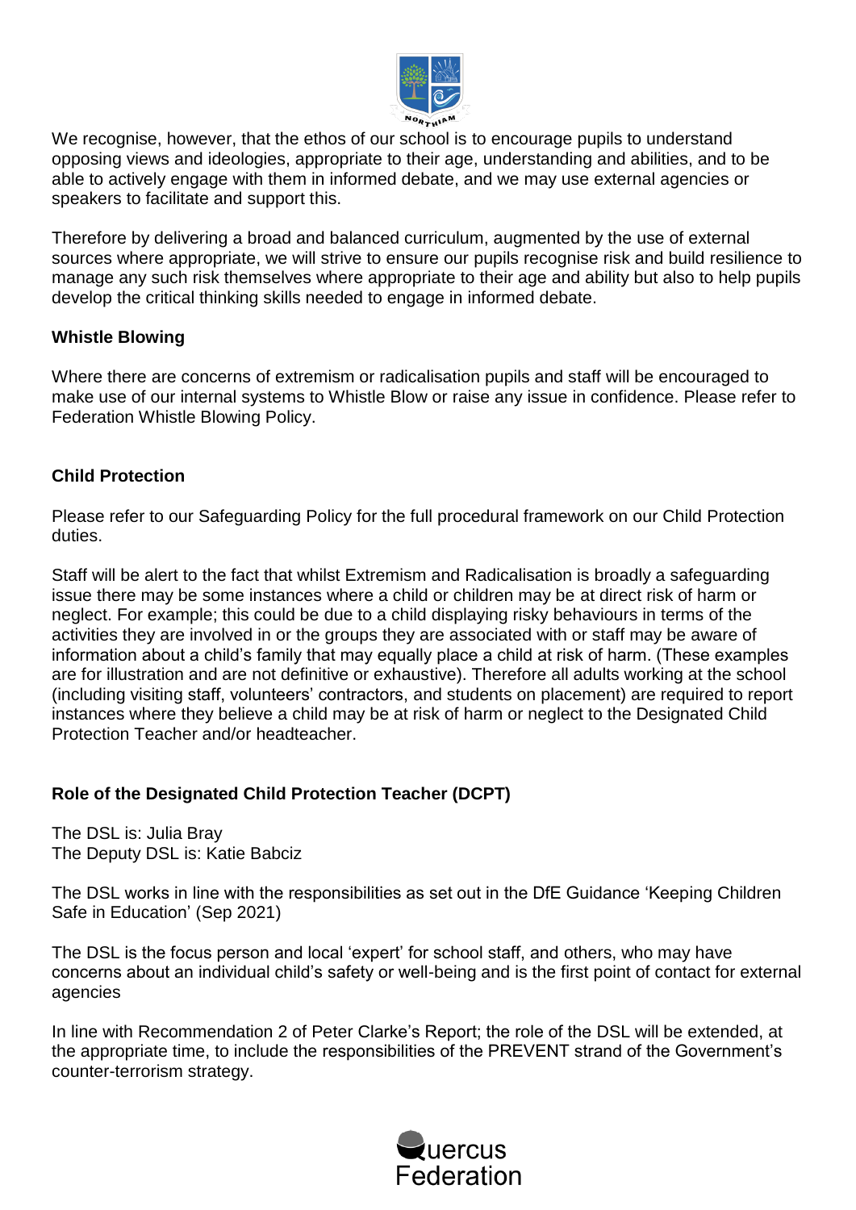We recognise, however, that the ethos of our school is to encourage pupils to understand opposing views and ideologies, appropriate to their age, understanding and abilities, and to be able to actively engage with them in informed debate, and we may use external agencies or speakers to facilitate and support this.

Therefore by delivering a broad and balanced curriculum, augmented by the use of external sources where appropriate, we will strive to ensure our pupils recognise risk and build resilience to manage any such risk themselves where appropriate to their age and ability but also to help pupils develop the critical thinking skills needed to engage in informed debate.

**Whistle Blowing**

Where there are concerns of extremism or radicalisation pupils and staff will be encouraged to make use of our internal systems to Whistle Blow or raise any issue in confidence. Please refer to Federation Whistle Blowing Policy.

**Child Protection**

Please refer to our Safeguarding Policy for the full procedural framework on our Child Protection duties.

Staff will be alert to the fact that whilst Extremism and Radicalisation is broadly a safeguarding issue there may be some instances where a child or children may be at direct risk of harm or neglect. For example; this could be due to a child displaying risky behaviours in terms of the activities they are involved in or the groups they are associated with or staff may be aware of information about a child's family that may equally place a child at risk of harm. (These examples are for illustration and are not definitive or exhaustive). Therefore all adults working at the school (including visiting staff, volunteers' contractors, and students on placement) are required to report instances where they believe a child may be at risk of harm or neglect to the Designated Child Protection Teacher and/or headteacher.

**Role of the Designated Child Protection Teacher (DCPT)**

The DSL is: Julia Bray
The Deputy DSL is: Katie Babciz

The DSL works in line with the responsibilities as set out in the DfE Guidance 'Keeping Children Safe in Education' (Sep 2021)

The DSL is the focus person and local 'expert' for school staff, and others, who may have concerns about an individual child's safety or well-being and is the first point of contact for external agencies

In line with Recommendation 2 of Peter Clarke's Report; the role of the DSL will be extended, at the appropriate time, to include the responsibilities of the PREVENT strand of the Government's counter-terrorism strategy.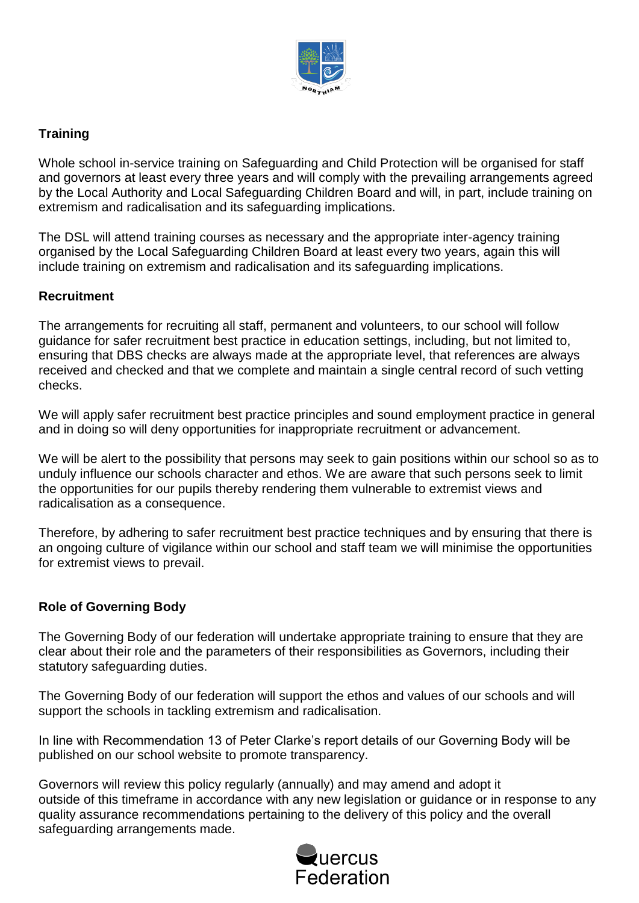## Training

Whole school in-service training on Safeguarding and Child Protection will be organised for staff and governors at least every three years and will comply with the prevailing arrangements agreed by the Local Authority and Local Safeguarding Children Board and will, in part, include training on extremism and radicalisation and its safeguarding implications.

The DSL will attend training courses as necessary and the appropriate inter-agency training organised by the Local Safeguarding Children Board at least every two years, again this will include training on extremism and radicalisation and its safeguarding implications.

## Recruitment

The arrangements for recruiting all staff, permanent and volunteers, to our school will follow guidance for safer recruitment best practice in education settings, including, but not limited to, ensuring that DBS checks are always made at the appropriate level, that references are always received and checked and that we complete and maintain a single central record of such vetting checks.

We will apply safer recruitment best practice principles and sound employment practice in general and in doing so will deny opportunities for inappropriate recruitment or advancement.

We will be alert to the possibility that persons may seek to gain positions within our school so as to unduly influence our schools character and ethos. We are aware that such persons seek to limit the opportunities for our pupils thereby rendering them vulnerable to extremist views and radicalisation as a consequence.

Therefore, by adhering to safer recruitment best practice techniques and by ensuring that there is an ongoing culture of vigilance within our school and staff team we will minimise the opportunities for extremist views to prevail.

## Role of Governing Body

The Governing Body of our federation will undertake appropriate training to ensure that they are clear about their role and the parameters of their responsibilities as Governors, including their statutory safeguarding duties.

The Governing Body of our federation will support the ethos and values of our schools and will support the schools in tackling extremism and radicalisation.

In line with Recommendation 13 of Peter Clarke's report details of our Governing Body will be published on our school website to promote transparency.

Governors will review this policy regularly (annually) and may amend and adopt it outside of this timeframe in accordance with any new legislation or guidance or in response to any quality assurance recommendations pertaining to the delivery of this policy and the overall safeguarding arrangements made.